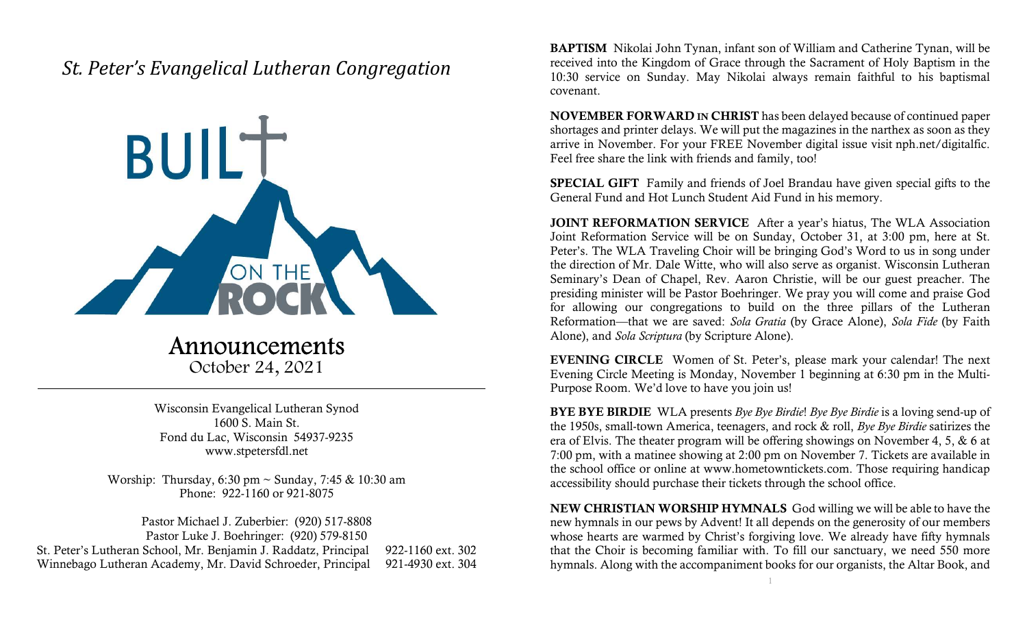# *St. Peter's Evangelical Lutheran Congregation*

BUILT ON THE ROCK

## Announcements

October 24, 2021

---

Wisconsin Evangelical Lutheran Synod
1600 S. Main St.
Fond du Lac, Wisconsin 54937-9235
www.stpetersfdl.net

Worship: Thursday, 6:30 pm ~ Sunday, 7:45 & 10:30 am
Phone: 922-1160 or 921-8075

Pastor Michael J. Zuberbier: (920) 517-8808
Pastor Luke J. Boehringer: (920) 579-8150
St. Peter's Lutheran School, Mr. Benjamin J. Raddatz, Principal 922-1160 ext. 302
Winnebago Lutheran Academy, Mr. David Schroeder, Principal 921-4930 ext. 304

**BAPTISM** Nikolai John Tynan, infant son of William and Catherine Tynan, will be received into the Kingdom of Grace through the Sacrament of Holy Baptism in the 10:30 service on Sunday. May Nikolai always remain faithful to his baptismal covenant.

**NOVEMBER FORWARD IN CHRIST** has been delayed because of continued paper shortages and printer delays. We will put the magazines in the narthex as soon as they arrive in November. For your FREE November digital issue visit nph.net/digitalfic. Feel free share the link with friends and family, too!

**SPECIAL GIFT** Family and friends of Joel Brandau have given special gifts to the General Fund and Hot Lunch Student Aid Fund in his memory.

**JOINT REFORMATION SERVICE** After a year's hiatus, The WLA Association Joint Reformation Service will be on Sunday, October 31, at 3:00 pm, here at St. Peter's. The WLA Traveling Choir will be bringing God's Word to us in song under the direction of Mr. Dale Witte, who will also serve as organist. Wisconsin Lutheran Seminary's Dean of Chapel, Rev. Aaron Christie, will be our guest preacher. The presiding minister will be Pastor Boehringer. We pray you will come and praise God for allowing our congregations to build on the three pillars of the Lutheran Reformation—that we are saved: *Sola Gratia* (by Grace Alone), *Sola Fide* (by Faith Alone), and *Sola Scriptura* (by Scripture Alone).

**EVENING CIRCLE** Women of St. Peter's, please mark your calendar! The next Evening Circle Meeting is Monday, November 1 beginning at 6:30 pm in the Multi-Purpose Room. We'd love to have you join us!

**BYE BYE BIRDIE** WLA presents *Bye Bye Birdie*! *Bye Bye Birdie* is a loving send-up of the 1950s, small-town America, teenagers, and rock & roll, *Bye Bye Birdie* satirizes the era of Elvis. The theater program will be offering showings on November 4, 5, & 6 at 7:00 pm, with a matinee showing at 2:00 pm on November 7. Tickets are available in the school office or online at www.hometowntickets.com. Those requiring handicap accessibility should purchase their tickets through the school office.

**NEW CHRISTIAN WORSHIP HYMNALS** God willing we will be able to have the new hymnals in our pews by Advent! It all depends on the generosity of our members whose hearts are warmed by Christ's forgiving love. We already have fifty hymnals that the Choir is becoming familiar with. To fill our sanctuary, we need 550 more hymnals. Along with the accompaniment books for our organists, the Altar Book, and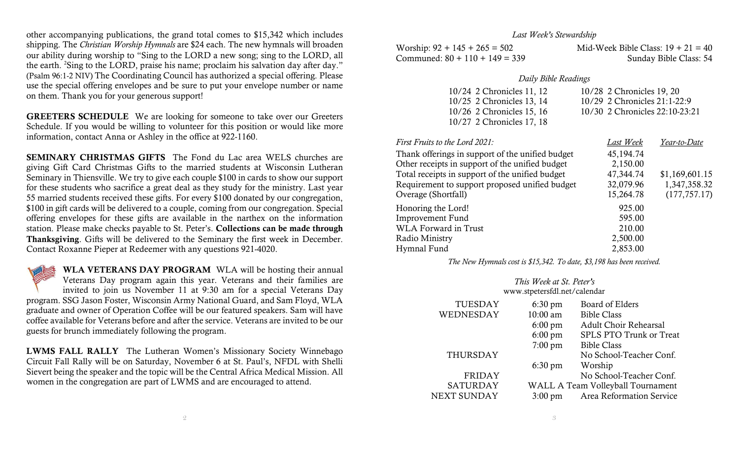other accompanying publications, the grand total comes to $15,342 which includes shipping. The *Christian Worship Hymnals* are $24 each. The new hymnals will broaden our ability during worship to "Sing to the LORD a new song; sing to the LORD, all the earth. [2]Sing to the LORD, praise his name; proclaim his salvation day after day." (Psalm 96:1-2 NIV) The Coordinating Council has authorized a special offering. Please use the special offering envelopes and be sure to put your envelope number or name on them. Thank you for your generous support!

**GREETERS SCHEDULE** We are looking for someone to take over our Greeters Schedule. If you would be willing to volunteer for this position or would like more information, contact Anna or Ashley in the office at 922-1160.

**SEMINARY CHRISTMAS GIFTS** The Fond du Lac area WELS churches are giving Gift Card Christmas Gifts to the married students at Wisconsin Lutheran Seminary in Thiensville. We try to give each couple $100 in cards to show our support for these students who sacrifice a great deal as they study for the ministry. Last year 55 married students received these gifts. For every $100 donated by our congregation, $100 in gift cards will be delivered to a couple, coming from our congregation. Special offering envelopes for these gifts are available in the narthex on the information station. Please make checks payable to St. Peter's. **Collections can be made through Thanksgiving**. Gifts will be delivered to the Seminary the first week in December. Contact Roxanne Pieper at Redeemer with any questions 921-4020.

**WLA VETERANS DAY PROGRAM** WLA will be hosting their annual Veterans Day program again this year. Veterans and their families are invited to join us November 11 at 9:30 am for a special Veterans Day program. SSG Jason Foster, Wisconsin Army National Guard, and Sam Floyd, WLA graduate and owner of Operation Coffee will be our featured speakers. Sam will have coffee available for Veterans before and after the service. Veterans are invited to be our guests for brunch immediately following the program.

**LWMS FALL RALLY** The Lutheran Women's Missionary Society Winnebago Circuit Fall Rally will be on Saturday, November 6 at St. Paul's, NFDL with Shelli Sievert being the speaker and the topic will be the Central Africa Medical Mission. All women in the congregation are part of LWMS and are encouraged to attend.

*Last Week's Stewardship*

Worship: 92 + 145 + 265 = 502

Communed: 80 + 110 + 149 = 339

Mid-Week Bible Class: 19 + 21 = 40

Sunday Bible Class: 54

*Daily Bible Readings*

10/24 2 Chronicles 11, 12
10/25 2 Chronicles 13, 14
10/26 2 Chronicles 15, 16
10/27 2 Chronicles 17, 18
10/28 2 Chronicles 19, 20
10/29 2 Chronicles 21:1-22:9
10/30 2 Chronicles 22:10-23:21

| *First Fruits to the Lord 2021:* | *Last Week* | *Year-to-Date* |
|---|---|---|
| Thank offerings in support of the unified budget | 45,194.74 | |
| Other receipts in support of the unified budget | 2,150.00 | |
| Total receipts in support of the unified budget | 47,344.74 | $1,169,601.15 |
| Requirement to support proposed unified budget | 32,079.96 | 1,347,358.32 |
| Overage (Shortfall) | 15,264.78 | (177,757.17) |
| Honoring the Lord! | 925.00 | |
| Improvement Fund | 595.00 | |
| WLA Forward in Trust | 210.00 | |
| Radio Ministry | 2,500.00 | |
| Hymnal Fund | 2,853.00 | |

*The New Hymnals cost is $15,342. To date, $3,198 has been received.*

*This Week at St. Peter's*
www.stpetersfdl.net/calendar

| | | |
|---|---|---|
| TUESDAY | 6:30 pm | Board of Elders |
| WEDNESDAY | 10:00 am | Bible Class |
| | 6:00 pm | Adult Choir Rehearsal |
| | 6:00 pm | SPLS PTO Trunk or Treat |
| | 7:00 pm | Bible Class |
| THURSDAY | | No School-Teacher Conf. |
| | 6:30 pm | Worship |
| FRIDAY | | No School-Teacher Conf. |
| SATURDAY | | WALL A Team Volleyball Tournament |
| NEXT SUNDAY | 3:00 pm | Area Reformation Service |